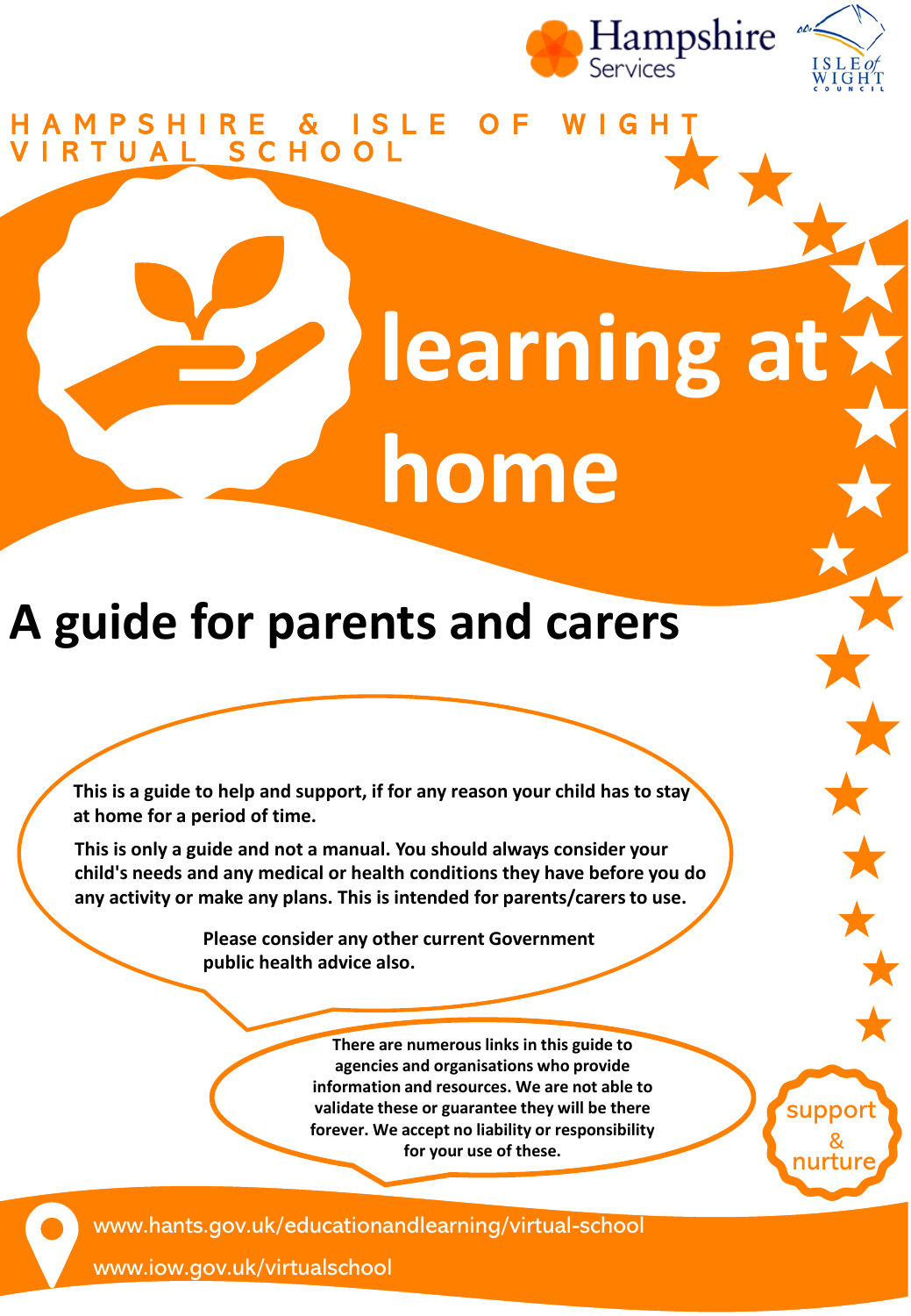Hampshire Services

ISLE of WIGHT COUNCIL

HAMPSHIRE & ISLE OF WIGHT VIRTUAL SCHOOL

# learning at home

## A guide for parents and carers

**This is a guide to help and support, if for any reason your child has to stay at home for a period of time.**

**This is only a guide and not a manual. You should always consider your child's needs and any medical or health conditions they have before you do any activity or make any plans. This is intended for parents/carers to use.**

**Please consider any other current Government public health advice also.**

**There are numerous links in this guide to agencies and organisations who provide information and resources. We are not able to validate these or guarantee they will be there forever. We accept no liability or responsibility for your use of these.**

support & nurture

www.hants.gov.uk/educationandlearning/virtual-school

www.iow.gov.uk/virtualschool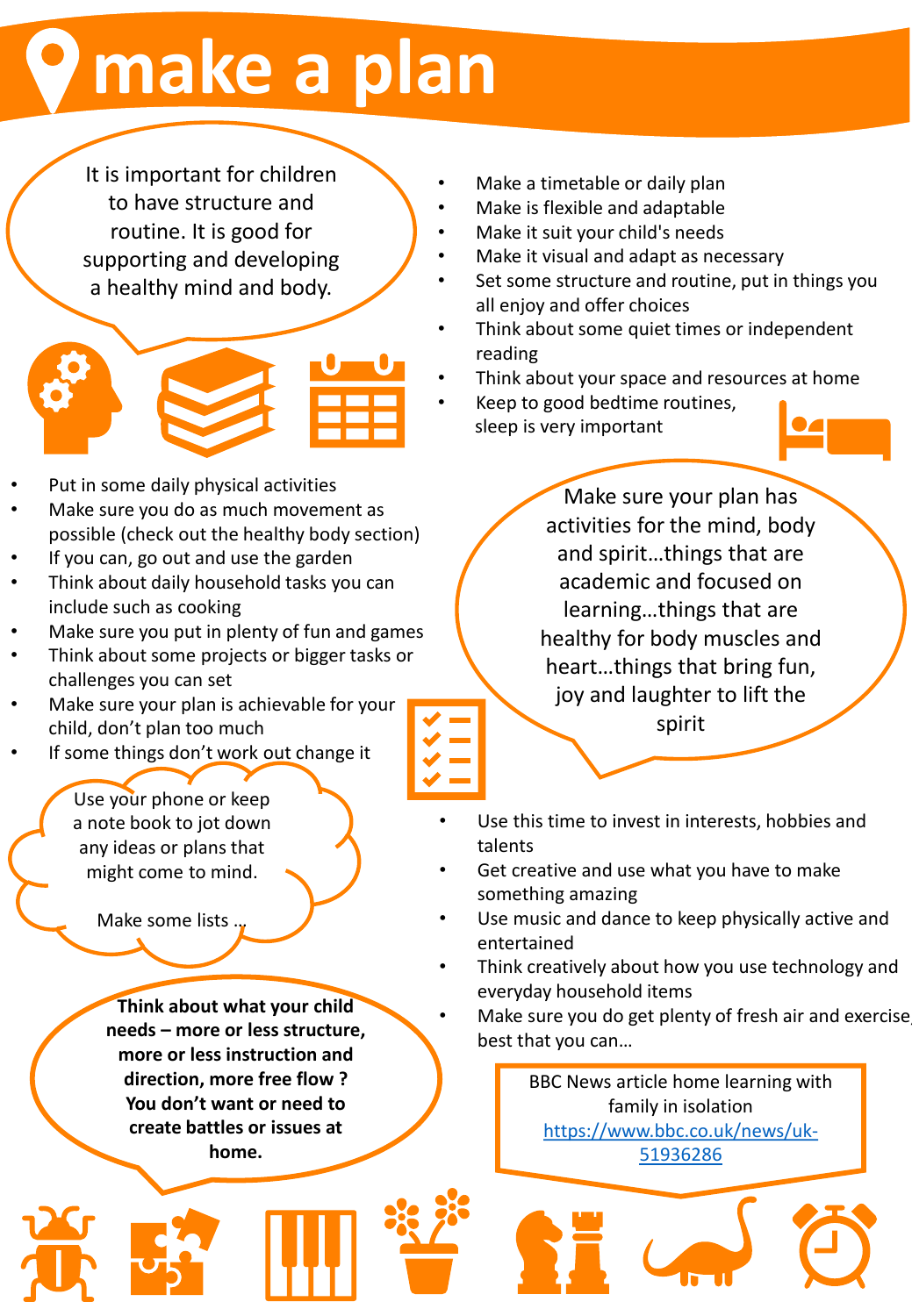# make a plan

It is important for children to have structure and routine. It is good for supporting and developing a healthy mind and body.

- Make a timetable or daily plan
- Make is flexible and adaptable
- Make it suit your child's needs
- Make it visual and adapt as necessary
- Set some structure and routine, put in things you all enjoy and offer choices
- Think about some quiet times or independent reading
- Think about your space and resources at home
- Keep to good bedtime routines, sleep is very important

- Put in some daily physical activities
- Make sure you do as much movement as possible (check out the healthy body section)
- If you can, go out and use the garden
- Think about daily household tasks you can include such as cooking
- Make sure you put in plenty of fun and games
- Think about some projects or bigger tasks or challenges you can set
- Make sure your plan is achievable for your child, don't plan too much
- If some things don't work out change it

Make sure your plan has activities for the mind, body and spirit…things that are academic and focused on learning…things that are healthy for body muscles and heart…things that bring fun, joy and laughter to lift the spirit

Use your phone or keep a note book to jot down any ideas or plans that might come to mind.

Make some lists …

- Use this time to invest in interests, hobbies and talents
- Get creative and use what you have to make something amazing
- Use music and dance to keep physically active and entertained
- Think creatively about how you use technology and everyday household items
- Make sure you do get plenty of fresh air and exercise, best that you can…

**Think about what your child needs – more or less structure, more or less instruction and direction, more free flow ? You don't want or need to create battles or issues at home.**

BBC News article home learning with family in isolation
[https://www.bbc.co.uk/news/uk-51936286](https://www.bbc.co.uk/news/uk-51936286)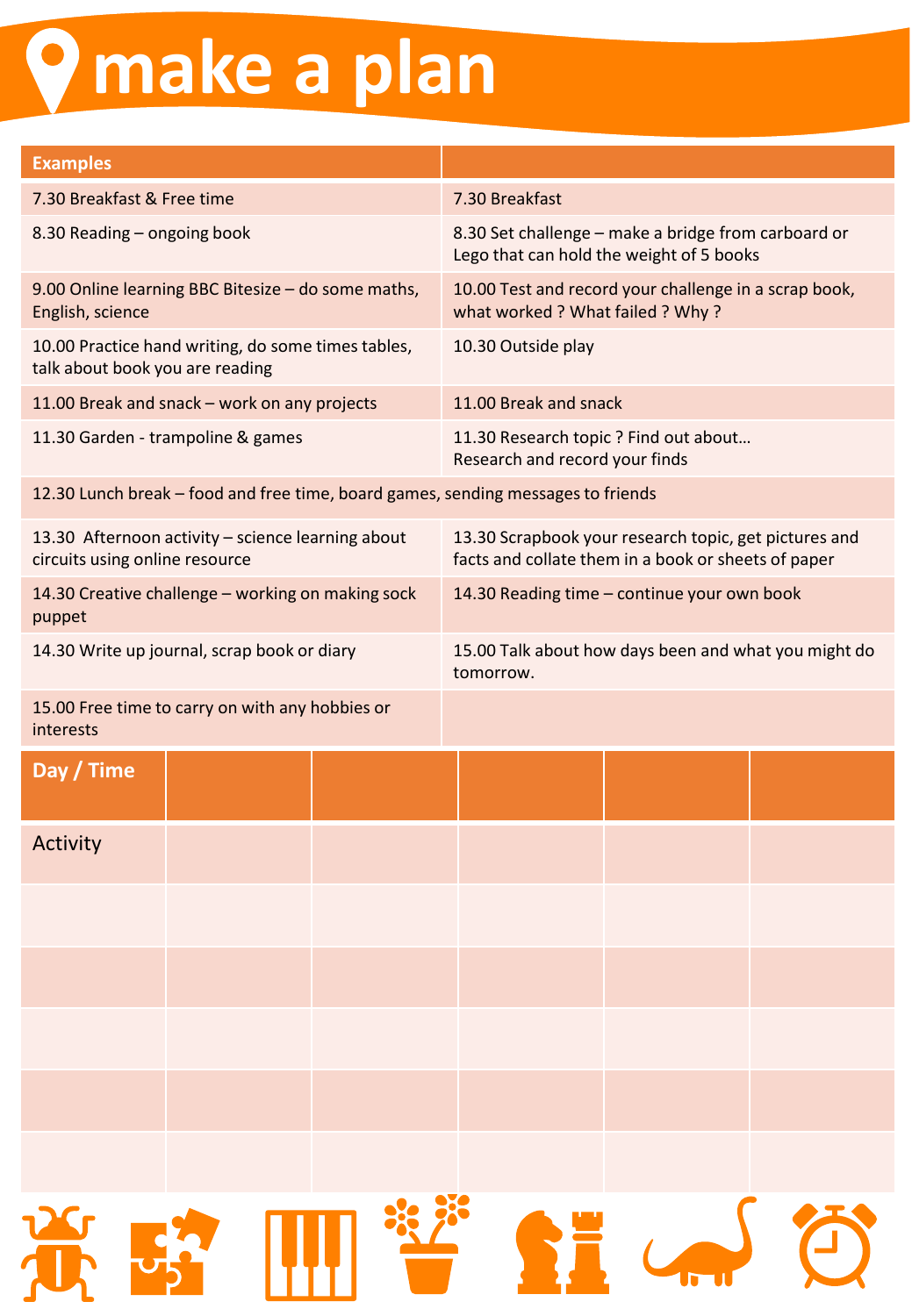# make a plan

| Examples | |
|---|---|
| 7.30 Breakfast & Free time | 7.30 Breakfast |
| 8.30 Reading – ongoing book | 8.30 Set challenge – make a bridge from carboard or Lego that can hold the weight of 5 books |
| 9.00 Online learning BBC Bitesize – do some maths, English, science | 10.00 Test and record your challenge in a scrap book, what worked ? What failed ? Why ? |
| 10.00 Practice hand writing, do some times tables, talk about book you are reading | 10.30 Outside play |
| 11.00 Break and snack – work on any projects | 11.00 Break and snack |
| 11.30 Garden - trampoline & games | 11.30 Research topic ? Find out about… Research and record your finds |
| 12.30 Lunch break – food and free time, board games, sending messages to friends | |
| 13.30 Afternoon activity – science learning about circuits using online resource | 13.30 Scrapbook your research topic, get pictures and facts and collate them in a book or sheets of paper |
| 14.30 Creative challenge – working on making sock puppet | 14.30 Reading time – continue your own book |
| 14.30 Write up journal, scrap book or diary | 15.00 Talk about how days been and what you might do tomorrow. |
| 15.00 Free time to carry on with any hobbies or interests | |

| Day / Time | | | | | |
|---|---|---|---|---|---|
| Activity | | | | | |
| | | | | | |
| | | | | | |
| | | | | | |
| | | | | | |
| | | | | | |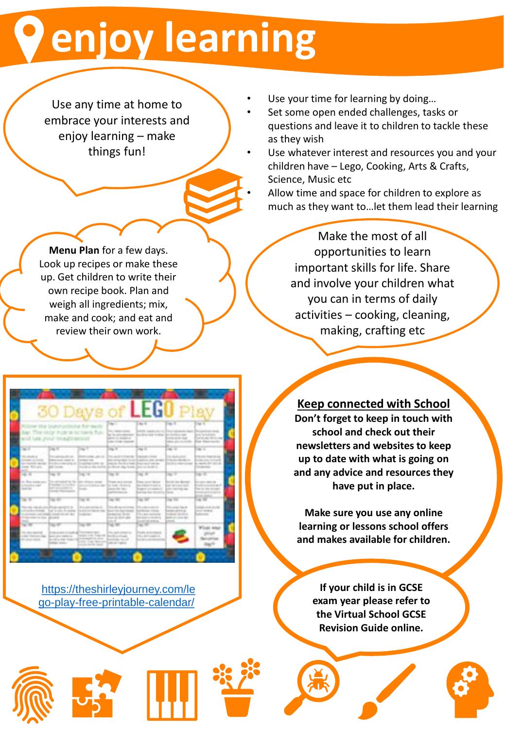# enjoy learning

Use any time at home to embrace your interests and enjoy learning – make things fun!

- Use your time for learning by doing…
- Set some open ended challenges, tasks or questions and leave it to children to tackle these as they wish
- Use whatever interest and resources you and your children have – Lego, Cooking, Arts & Crafts, Science, Music etc
- Allow time and space for children to explore as much as they want to…let them lead their learning

**Menu Plan** for a few days. Look up recipes or make these up. Get children to write their own recipe book. Plan and weigh all ingredients; mix, make and cook; and eat and review their own work.

Make the most of all opportunities to learn important skills for life. Share and involve your children what you can in terms of daily activities – cooking, cleaning, making, crafting etc

30 Days of LEGO Play

https://theshirleyjourney.com/lego-play-free-printable-calendar/

**Keep connected with School**

**Don't forget to keep in touch with school and check out their newsletters and websites to keep up to date with what is going on and any advice and resources they have put in place.**

**Make sure you use any online learning or lessons school offers and makes available for children.**

**If your child is in GCSE exam year please refer to the Virtual School GCSE Revision Guide online.**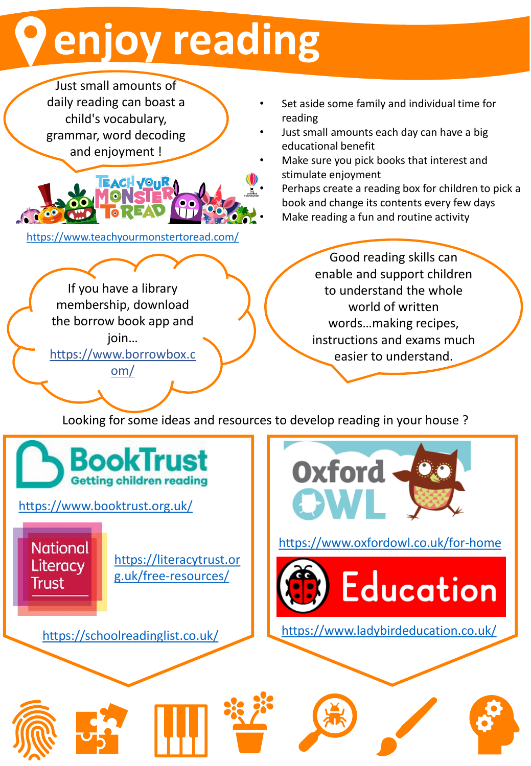# enjoy reading

Just small amounts of daily reading can boast a child's vocabulary, grammar, word decoding and enjoyment !

- Set aside some family and individual time for reading
- Just small amounts each day can have a big educational benefit
- Make sure you pick books that interest and stimulate enjoyment
- Perhaps create a reading box for children to pick a book and change its contents every few days
- Make reading a fun and routine activity

Teach Your Monster To Read

https://www.teachyourmonstertoread.com/

If you have a library membership, download the borrow book app and join… https://www.borrowbox.com/

Good reading skills can enable and support children to understand the whole world of written words…making recipes, instructions and exams much easier to understand.

Looking for some ideas and resources to develop reading in your house ?

BookTrust Getting children reading

https://www.booktrust.org.uk/

National Literacy Trust

https://literacytrust.org.uk/free-resources/

https://schoolreadinglist.co.uk/

Oxford OWL

https://www.oxfordowl.co.uk/for-home

Education

https://www.ladybirdeducation.co.uk/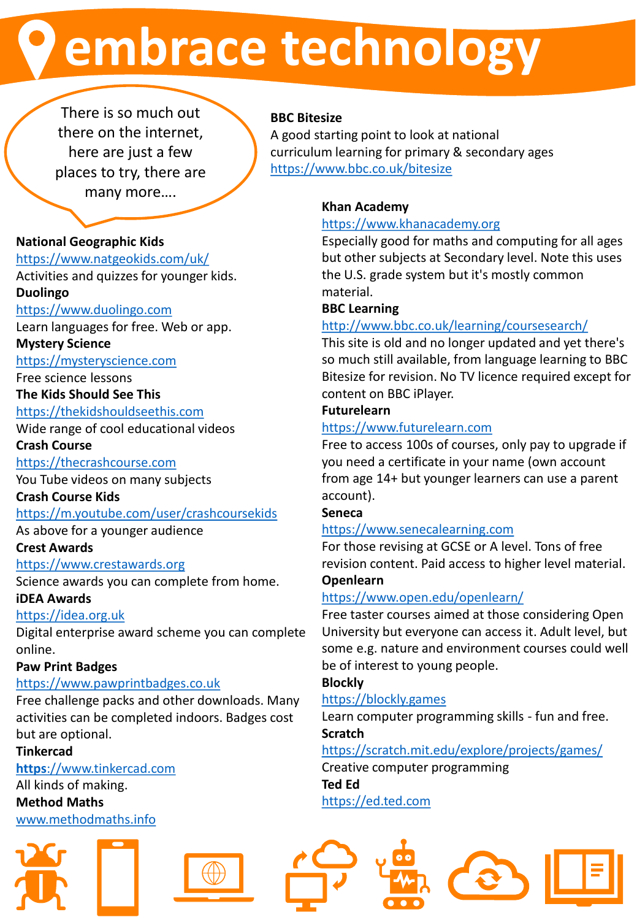# embrace technology

There is so much out there on the internet, here are just a few places to try, there are many more….

**National Geographic Kids**
https://www.natgeokids.com/uk/
Activities and quizzes for younger kids.

**Duolingo**
https://www.duolingo.com
Learn languages for free. Web or app.

**Mystery Science**
https://mysteryscience.com
Free science lessons

**The Kids Should See This**
https://thekidshouldseethis.com
Wide range of cool educational videos

**Crash Course**
https://thecrashcourse.com
You Tube videos on many subjects

**Crash Course Kids**
https://m.youtube.com/user/crashcoursekids
As above for a younger audience

**Crest Awards**
https://www.crestawards.org
Science awards you can complete from home.

**iDEA Awards**
https://idea.org.uk
Digital enterprise award scheme you can complete online.

**Paw Print Badges**
https://www.pawprintbadges.co.uk
Free challenge packs and other downloads. Many activities can be completed indoors. Badges cost but are optional.

**Tinkercad**
**https**://www.tinkercad.com
All kinds of making.

**Method Maths**
www.methodmaths.info

**BBC Bitesize**
A good starting point to look at national curriculum learning for primary & secondary ages
https://www.bbc.co.uk/bitesize

**Khan Academy**
https://www.khanacademy.org
Especially good for maths and computing for all ages but other subjects at Secondary level. Note this uses the U.S. grade system but it's mostly common material.

**BBC Learning**
http://www.bbc.co.uk/learning/coursesearch/
This site is old and no longer updated and yet there's so much still available, from language learning to BBC Bitesize for revision. No TV licence required except for content on BBC iPlayer.

**Futurelearn**
https://www.futurelearn.com
Free to access 100s of courses, only pay to upgrade if you need a certificate in your name (own account from age 14+ but younger learners can use a parent account).

**Seneca**
https://www.senecalearning.com
For those revising at GCSE or A level. Tons of free revision content. Paid access to higher level material.

**Openlearn**
https://www.open.edu/openlearn/
Free taster courses aimed at those considering Open University but everyone can access it. Adult level, but some e.g. nature and environment courses could well be of interest to young people.

**Blockly**
https://blockly.games
Learn computer programming skills - fun and free.

**Scratch**
https://scratch.mit.edu/explore/projects/games/
Creative computer programming

**Ted Ed**
https://ed.ted.com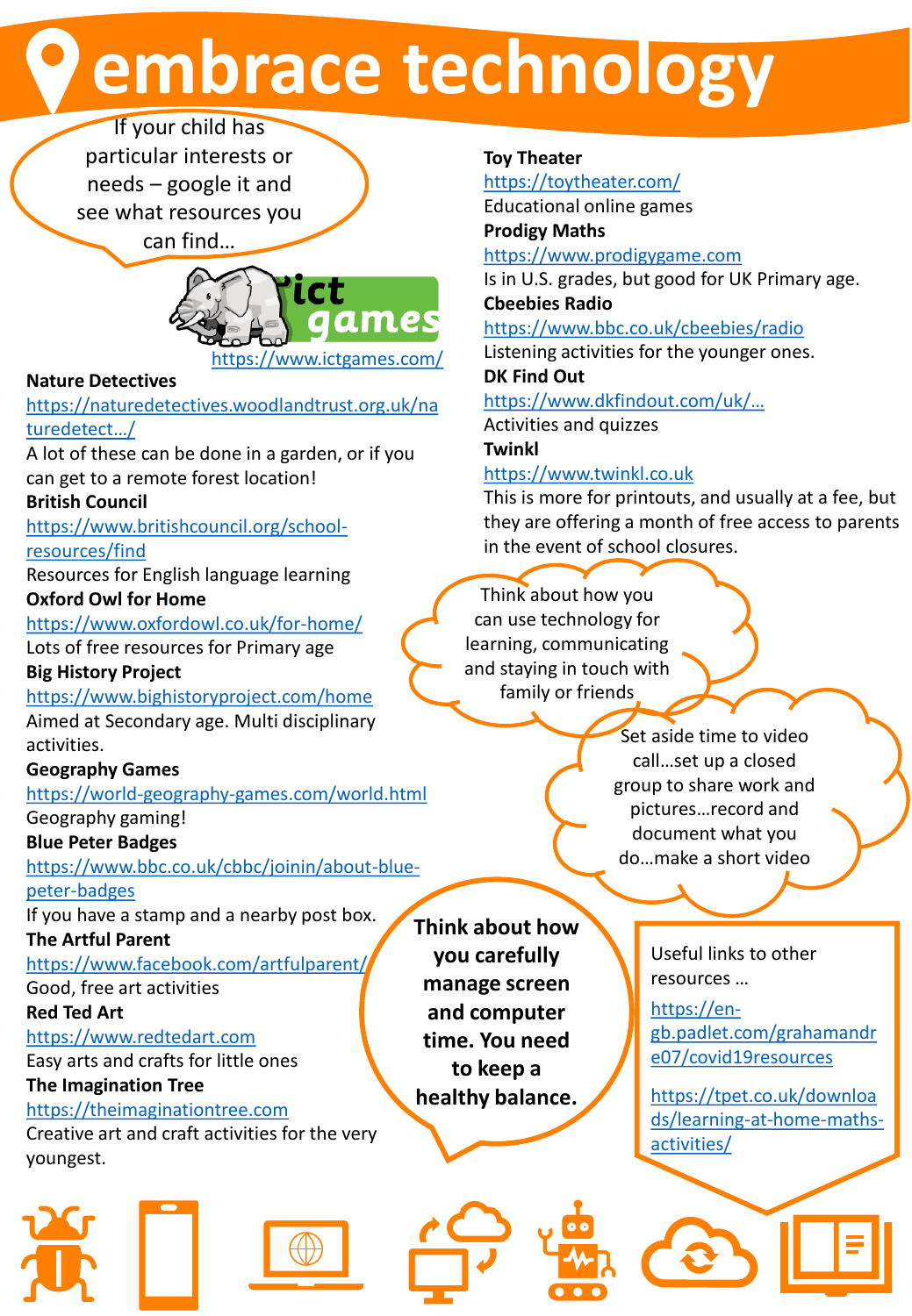# embrace technology

If your child has particular interests or needs – google it and see what resources you can find…

ict games
https://www.ictgames.com/

**Nature Detectives**
https://naturedetectives.woodlandtrust.org.uk/naturedetect…/
A lot of these can be done in a garden, or if you can get to a remote forest location!

**British Council**
https://www.britishcouncil.org/school-resources/find
Resources for English language learning

**Oxford Owl for Home**
https://www.oxfordowl.co.uk/for-home/
Lots of free resources for Primary age

**Big History Project**
https://www.bighistoryproject.com/home
Aimed at Secondary age. Multi disciplinary activities.

**Geography Games**
https://world-geography-games.com/world.html
Geography gaming!

**Blue Peter Badges**
https://www.bbc.co.uk/cbbc/joinin/about-blue-peter-badges
If you have a stamp and a nearby post box.

**The Artful Parent**
https://www.facebook.com/artfulparent/
Good, free art activities

**Red Ted Art**
https://www.redtedart.com
Easy arts and crafts for little ones

**The Imagination Tree**
https://theimaginationtree.com
Creative art and craft activities for the very youngest.

**Toy Theater**
https://toytheater.com/
Educational online games

**Prodigy Maths**
https://www.prodigygame.com
Is in U.S. grades, but good for UK Primary age.

**Cbeebies Radio**
https://www.bbc.co.uk/cbeebies/radio
Listening activities for the younger ones.

**DK Find Out**
https://www.dkfindout.com/uk/…
Activities and quizzes

**Twinkl**
https://www.twinkl.co.uk
This is more for printouts, and usually at a fee, but they are offering a month of free access to parents in the event of school closures.

Think about how you can use technology for learning, communicating and staying in touch with family or friends

Set aside time to video call…set up a closed group to share work and pictures…record and document what you do…make a short video

**Think about how you carefully manage screen and computer time. You need to keep a healthy balance.**

Useful links to other resources …

https://en-gb.padlet.com/grahamandre07/covid19resources

https://tpet.co.uk/downloads/learning-at-home-maths-activities/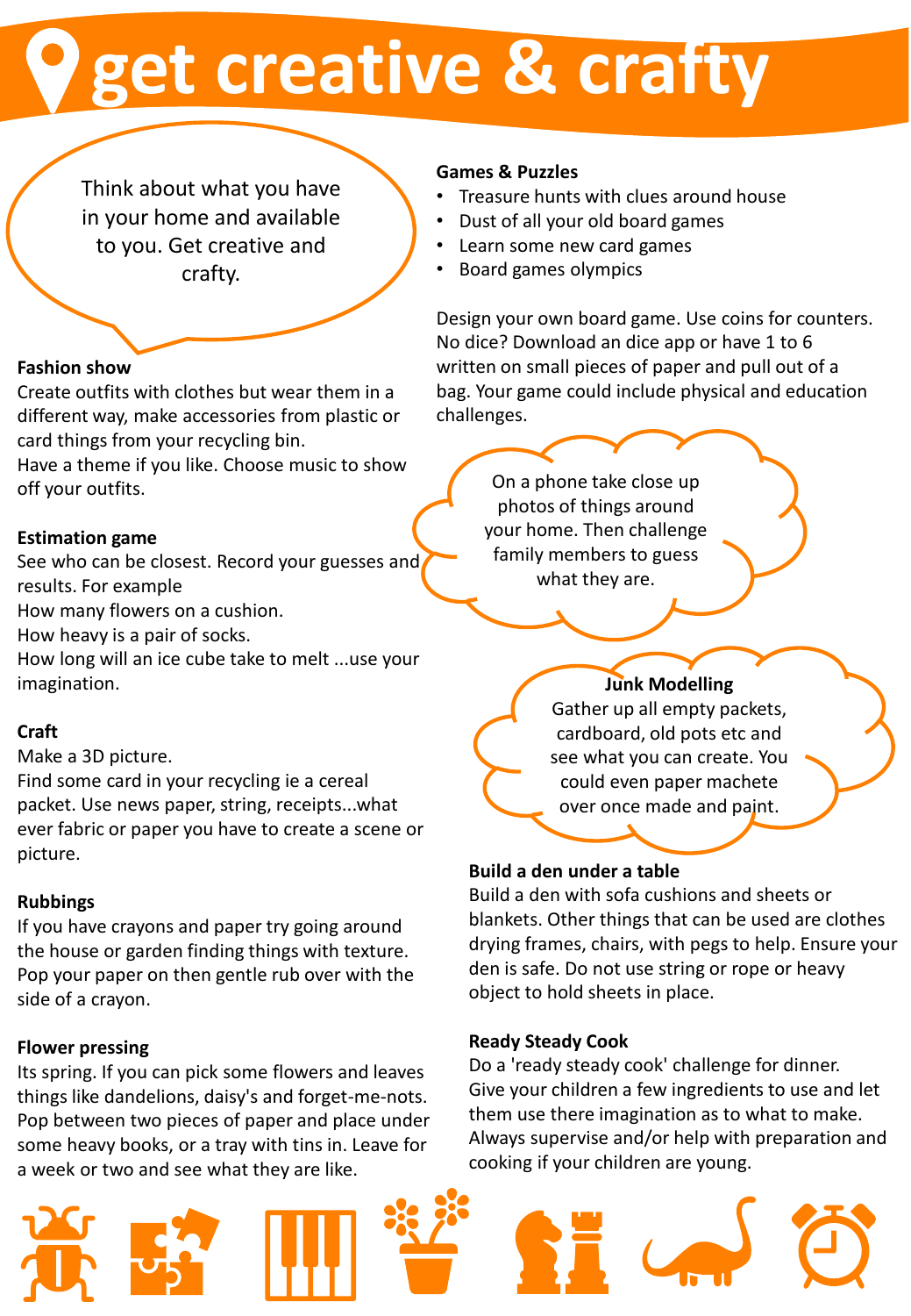# get creative & crafty

Think about what you have in your home and available to you. Get creative and crafty.

**Fashion show**

Create outfits with clothes but wear them in a different way, make accessories from plastic or card things from your recycling bin.
Have a theme if you like. Choose music to show off your outfits.

**Estimation game**

See who can be closest. Record your guesses and results. For example
How many flowers on a cushion.
How heavy is a pair of socks.
How long will an ice cube take to melt ...use your imagination.

**Craft**

Make a 3D picture.
Find some card in your recycling ie a cereal packet. Use news paper, string, receipts...what ever fabric or paper you have to create a scene or picture.

**Rubbings**

If you have crayons and paper try going around the house or garden finding things with texture. Pop your paper on then gentle rub over with the side of a crayon.

**Flower pressing**

Its spring. If you can pick some flowers and leaves things like dandelions, daisy's and forget-me-nots. Pop between two pieces of paper and place under some heavy books, or a tray with tins in. Leave for a week or two and see what they are like.

**Games & Puzzles**

- Treasure hunts with clues around house
- Dust of all your old board games
- Learn some new card games
- Board games olympics

Design your own board game. Use coins for counters. No dice? Download an dice app or have 1 to 6 written on small pieces of paper and pull out of a bag. Your game could include physical and education challenges.

On a phone take close up photos of things around your home. Then challenge family members to guess what they are.

**Junk Modelling**

Gather up all empty packets, cardboard, old pots etc and see what you can create. You could even paper machete over once made and paint.

**Build a den under a table**

Build a den with sofa cushions and sheets or blankets. Other things that can be used are clothes drying frames, chairs, with pegs to help. Ensure your den is safe. Do not use string or rope or heavy object to hold sheets in place.

**Ready Steady Cook**

Do a 'ready steady cook' challenge for dinner. Give your children a few ingredients to use and let them use there imagination as to what to make. Always supervise and/or help with preparation and cooking if your children are young.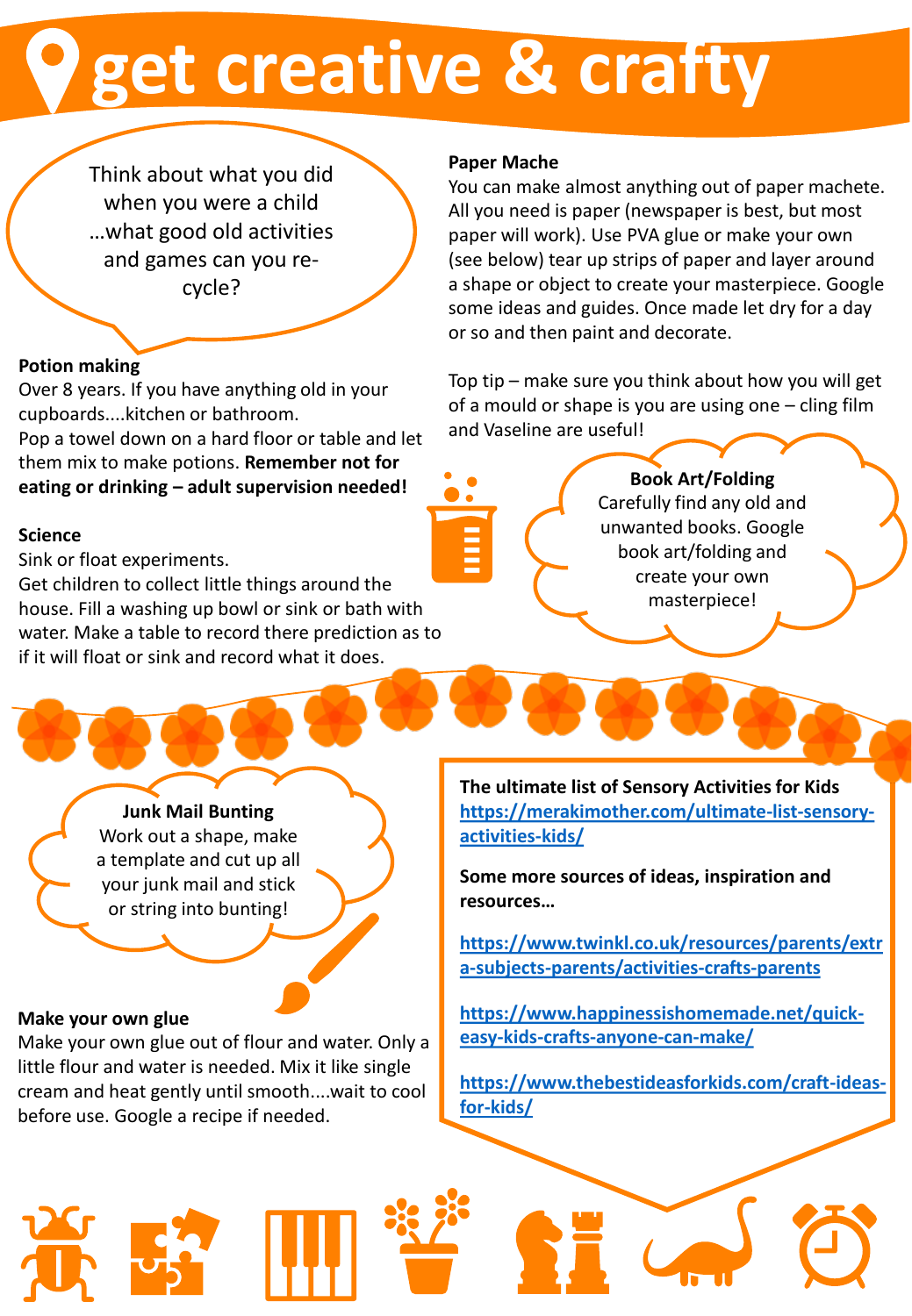# get creative & crafty

Think about what you did when you were a child …what good old activities and games can you re-cycle?

**Potion making**
Over 8 years. If you have anything old in your cupboards....kitchen or bathroom.
Pop a towel down on a hard floor or table and let them mix to make potions. **Remember not for eating or drinking – adult supervision needed!**

**Science**
Sink or float experiments.
Get children to collect little things around the house. Fill a washing up bowl or sink or bath with water. Make a table to record there prediction as to if it will float or sink and record what it does.

**Paper Mache**
You can make almost anything out of paper machete. All you need is paper (newspaper is best, but most paper will work). Use PVA glue or make your own (see below) tear up strips of paper and layer around a shape or object to create your masterpiece. Google some ideas and guides. Once made let dry for a day or so and then paint and decorate.

Top tip – make sure you think about how you will get of a mould or shape is you are using one – cling film and Vaseline are useful!

**Book Art/Folding**
Carefully find any old and unwanted books. Google book art/folding and create your own masterpiece!

**Junk Mail Bunting**
Work out a shape, make a template and cut up all your junk mail and stick or string into bunting!

**Make your own glue**
Make your own glue out of flour and water. Only a little flour and water is needed. Mix it like single cream and heat gently until smooth....wait to cool before use. Google a recipe if needed.

**The ultimate list of Sensory Activities for Kids**
https://merakimother.com/ultimate-list-sensory-activities-kids/

**Some more sources of ideas, inspiration and resources…**

https://www.twinkl.co.uk/resources/parents/extra-subjects-parents/activities-crafts-parents

https://www.happinessishomemade.net/quick-easy-kids-crafts-anyone-can-make/

https://www.thebestideasforkids.com/craft-ideas-for-kids/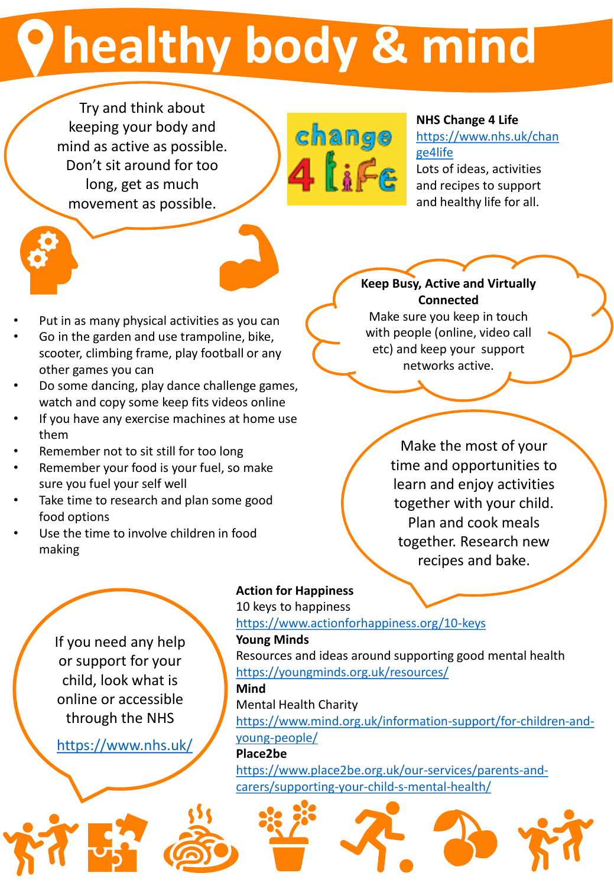# healthy body & mind

Try and think about keeping your body and mind as active as possible. Don't sit around for too long, get as much movement as possible.

**NHS Change 4 Life**
https://www.nhs.uk/change4life
Lots of ideas, activities and recipes to support and healthy life for all.

**Keep Busy, Active and Virtually Connected**
Make sure you keep in touch with people (online, video call etc) and keep your support networks active.

- Put in as many physical activities as you can
- Go in the garden and use trampoline, bike, scooter, climbing frame, play football or any other games you can
- Do some dancing, play dance challenge games, watch and copy some keep fits videos online
- If you have any exercise machines at home use them
- Remember not to sit still for too long
- Remember your food is your fuel, so make sure you fuel your self well
- Take time to research and plan some good food options
- Use the time to involve children in food making

Make the most of your time and opportunities to learn and enjoy activities together with your child. Plan and cook meals together. Research new recipes and bake.

If you need any help or support for your child, look what is online or accessible through the NHS

https://www.nhs.uk/

**Action for Happiness**
10 keys to happiness
https://www.actionforhappiness.org/10-keys

**Young Minds**
Resources and ideas around supporting good mental health
https://youngminds.org.uk/resources/

**Mind**
Mental Health Charity
https://www.mind.org.uk/information-support/for-children-and-young-people/

**Place2be**
https://www.place2be.org.uk/our-services/parents-and-carers/supporting-your-child-s-mental-health/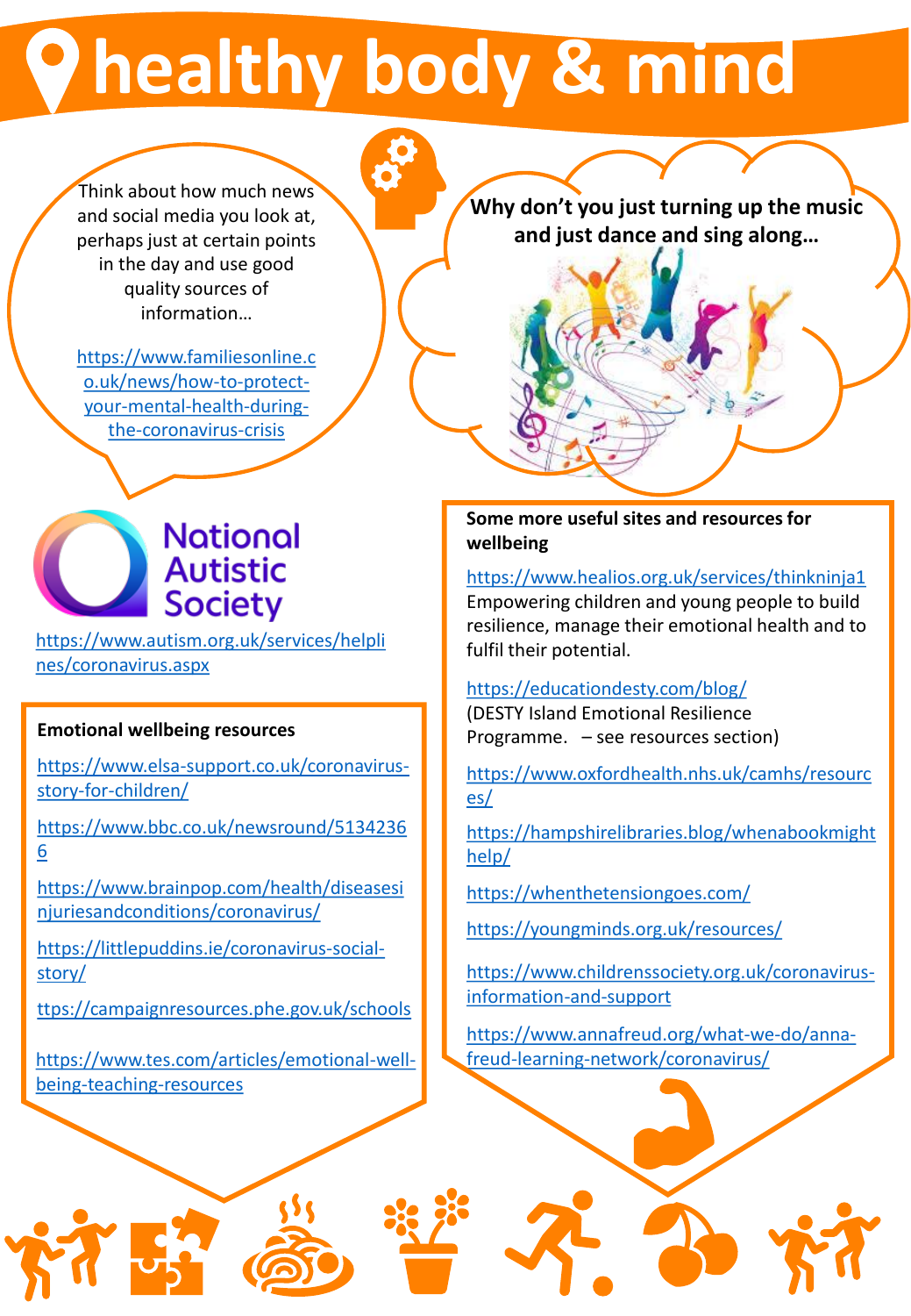# healthy body & mind

Think about how much news and social media you look at, perhaps just at certain points in the day and use good quality sources of information…

https://www.familiesonline.co.uk/news/how-to-protect-your-mental-health-during-the-coronavirus-crisis

**Why don't you just turning up the music and just dance and sing along…**

National Autistic Society

https://www.autism.org.uk/services/helplines/coronavirus.aspx

**Emotional wellbeing resources**

https://www.elsa-support.co.uk/coronavirus-story-for-children/

https://www.bbc.co.uk/newsround/51342366

https://www.brainpop.com/health/diseasesinjuriesandconditions/coronavirus/

https://littlepuddins.ie/coronavirus-social-story/

ttps://campaignresources.phe.gov.uk/schools

https://www.tes.com/articles/emotional-well-being-teaching-resources

**Some more useful sites and resources for wellbeing**

https://www.healios.org.uk/services/thinkninja1
Empowering children and young people to build resilience, manage their emotional health and to fulfil their potential.

https://educationdesty.com/blog/
(DESTY Island Emotional Resilience Programme. – see resources section)

https://www.oxfordhealth.nhs.uk/camhs/resources/

https://hampshirelibraries.blog/whenabookmighthelp/

https://whenthetensiongoes.com/

https://youngminds.org.uk/resources/

https://www.childrenssociety.org.uk/coronavirus-information-and-support

https://www.annafreud.org/what-we-do/anna-freud-learning-network/coronavirus/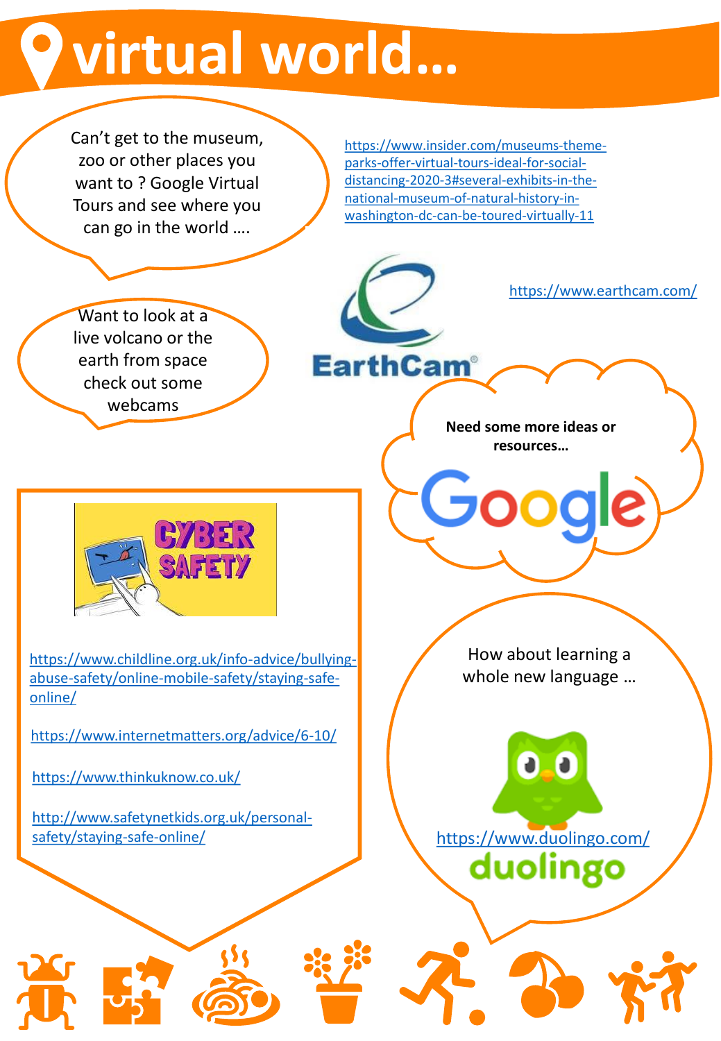# virtual world…

Can't get to the museum, zoo or other places you want to ? Google Virtual Tours and see where you can go in the world ….

https://www.insider.com/museums-theme-parks-offer-virtual-tours-ideal-for-social-distancing-2020-3#several-exhibits-in-the-national-museum-of-natural-history-in-washington-dc-can-be-toured-virtually-11

Want to look at a live volcano or the earth from space check out some webcams

EarthCam

https://www.earthcam.com/

**Need some more ideas or resources…**

Google

CYBER SAFETY

https://www.childline.org.uk/info-advice/bullying-abuse-safety/online-mobile-safety/staying-safe-online/

https://www.internetmatters.org/advice/6-10/

https://www.thinkuknow.co.uk/

http://www.safetynetkids.org.uk/personal-safety/staying-safe-online/

How about learning a whole new language …

https://www.duolingo.com/

duolingo